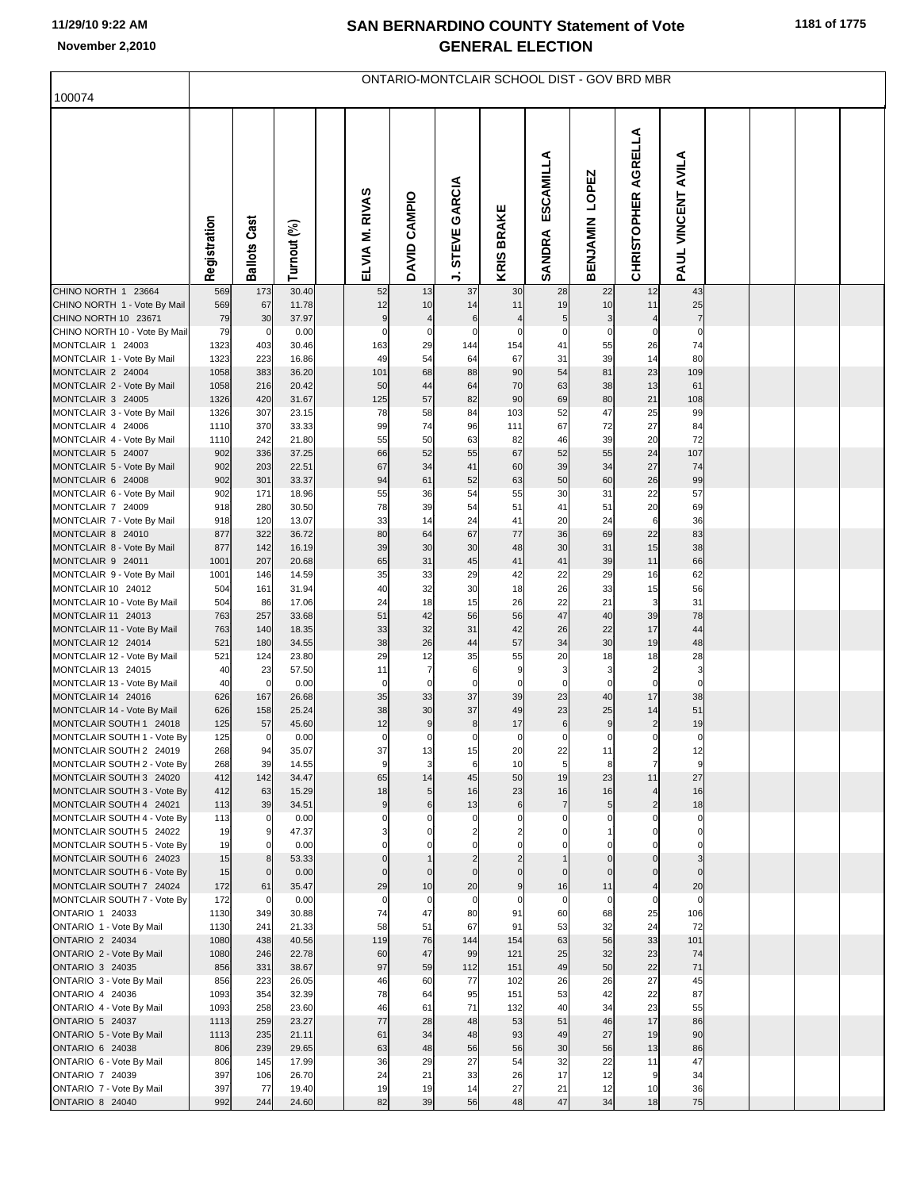# SAN BERNARDINO COUNTY Statement of Vote
## GENERAL ELECTION

11/29/10 9:22 AM
November 2,2010

100074

ONTARIO-MONTCLAIR SCHOOL DIST - GOV BRD MBR

| | Registration | Ballots Cast | Turnout (%) | | ELVIA M. RIVAS | DAVID CAMPIO | J. STEVE GARCIA | KRIS BRAKE | SANDRA ESCAMILLA | BENJAMIN LOPEZ | CHRISTOPHER AGRELLA | PAUL VINCENT AVILA | | | |
|---|---|---|---|---|---|---|---|---|---|---|---|---|---|---|---|
| CHINO NORTH 1 23664 | 569 | 173 | 30.40 | | 52 | 13 | 37 | 30 | 28 | 22 | 12 | 43 | | | |
| CHINO NORTH 1 - Vote By Mail | 569 | 67 | 11.78 | | 12 | 10 | 14 | 11 | 19 | 10 | 11 | 25 | | | |
| CHINO NORTH 10 23671 | 79 | 30 | 37.97 | | 9 | 4 | 6 | 4 | 5 | 3 | 4 | 7 | | | |
| CHINO NORTH 10 - Vote By Mail | 79 | 0 | 0.00 | | 0 | 0 | 0 | 0 | 0 | 0 | 0 | 0 | | | |
| MONTCLAIR 1 24003 | 1323 | 403 | 30.46 | | 163 | 29 | 144 | 154 | 41 | 55 | 26 | 74 | | | |
| MONTCLAIR 1 - Vote By Mail | 1323 | 223 | 16.86 | | 49 | 54 | 64 | 67 | 31 | 39 | 14 | 80 | | | |
| MONTCLAIR 2 24004 | 1058 | 383 | 36.20 | | 101 | 68 | 88 | 90 | 54 | 81 | 23 | 109 | | | |
| MONTCLAIR 2 - Vote By Mail | 1058 | 216 | 20.42 | | 50 | 44 | 64 | 70 | 63 | 38 | 13 | 61 | | | |
| MONTCLAIR 3 24005 | 1326 | 420 | 31.67 | | 125 | 57 | 82 | 90 | 69 | 80 | 21 | 108 | | | |
| MONTCLAIR 3 - Vote By Mail | 1326 | 307 | 23.15 | | 78 | 58 | 84 | 103 | 52 | 47 | 25 | 99 | | | |
| MONTCLAIR 4 24006 | 1110 | 370 | 33.33 | | 99 | 74 | 96 | 111 | 67 | 72 | 27 | 84 | | | |
| MONTCLAIR 4 - Vote By Mail | 1110 | 242 | 21.80 | | 55 | 50 | 63 | 82 | 46 | 39 | 20 | 72 | | | |
| MONTCLAIR 5 24007 | 902 | 336 | 37.25 | | 66 | 52 | 55 | 67 | 52 | 55 | 24 | 107 | | | |
| MONTCLAIR 5 - Vote By Mail | 902 | 203 | 22.51 | | 67 | 34 | 41 | 60 | 39 | 34 | 27 | 74 | | | |
| MONTCLAIR 6 24008 | 902 | 301 | 33.37 | | 94 | 61 | 52 | 63 | 50 | 60 | 26 | 99 | | | |
| MONTCLAIR 6 - Vote By Mail | 902 | 171 | 18.96 | | 55 | 36 | 54 | 55 | 30 | 31 | 22 | 57 | | | |
| MONTCLAIR 7 24009 | 918 | 280 | 30.50 | | 78 | 39 | 54 | 51 | 41 | 51 | 20 | 69 | | | |
| MONTCLAIR 7 - Vote By Mail | 918 | 120 | 13.07 | | 33 | 14 | 24 | 41 | 20 | 24 | 6 | 36 | | | |
| MONTCLAIR 8 24010 | 877 | 322 | 36.72 | | 80 | 64 | 67 | 77 | 36 | 69 | 22 | 83 | | | |
| MONTCLAIR 8 - Vote By Mail | 877 | 142 | 16.19 | | 39 | 30 | 30 | 48 | 30 | 31 | 15 | 38 | | | |
| MONTCLAIR 9 24011 | 1001 | 207 | 20.68 | | 65 | 31 | 45 | 41 | 41 | 39 | 11 | 66 | | | |
| MONTCLAIR 9 - Vote By Mail | 1001 | 146 | 14.59 | | 35 | 33 | 29 | 42 | 22 | 29 | 16 | 62 | | | |
| MONTCLAIR 10 24012 | 504 | 161 | 31.94 | | 40 | 32 | 30 | 18 | 26 | 33 | 15 | 56 | | | |
| MONTCLAIR 10 - Vote By Mail | 504 | 86 | 17.06 | | 24 | 18 | 15 | 26 | 22 | 21 | 3 | 31 | | | |
| MONTCLAIR 11 24013 | 763 | 257 | 33.68 | | 51 | 42 | 56 | 56 | 47 | 40 | 39 | 78 | | | |
| MONTCLAIR 11 - Vote By Mail | 763 | 140 | 18.35 | | 33 | 32 | 31 | 42 | 26 | 22 | 17 | 44 | | | |
| MONTCLAIR 12 24014 | 521 | 180 | 34.55 | | 38 | 26 | 44 | 57 | 34 | 30 | 19 | 48 | | | |
| MONTCLAIR 12 - Vote By Mail | 521 | 124 | 23.80 | | 29 | 12 | 35 | 55 | 20 | 18 | 18 | 28 | | | |
| MONTCLAIR 13 24015 | 40 | 23 | 57.50 | | 11 | 7 | 6 | 9 | 3 | 3 | 2 | 3 | | | |
| MONTCLAIR 13 - Vote By Mail | 40 | 0 | 0.00 | | 0 | 0 | 0 | 0 | 0 | 0 | 0 | 0 | | | |
| MONTCLAIR 14 24016 | 626 | 167 | 26.68 | | 35 | 33 | 37 | 39 | 23 | 40 | 17 | 38 | | | |
| MONTCLAIR 14 - Vote By Mail | 626 | 158 | 25.24 | | 38 | 30 | 37 | 49 | 23 | 25 | 14 | 51 | | | |
| MONTCLAIR SOUTH 1 24018 | 125 | 57 | 45.60 | | 12 | 9 | 8 | 17 | 6 | 9 | 2 | 19 | | | |
| MONTCLAIR SOUTH 1 - Vote By | 125 | 0 | 0.00 | | 0 | 0 | 0 | 0 | 0 | 0 | 0 | 0 | | | |
| MONTCLAIR SOUTH 2 24019 | 268 | 94 | 35.07 | | 37 | 13 | 15 | 20 | 22 | 11 | 2 | 12 | | | |
| MONTCLAIR SOUTH 2 - Vote By | 268 | 39 | 14.55 | | 9 | 3 | 6 | 10 | 5 | 8 | 7 | 9 | | | |
| MONTCLAIR SOUTH 3 24020 | 412 | 142 | 34.47 | | 65 | 14 | 45 | 50 | 19 | 23 | 11 | 27 | | | |
| MONTCLAIR SOUTH 3 - Vote By | 412 | 63 | 15.29 | | 18 | 5 | 16 | 23 | 16 | 16 | 4 | 16 | | | |
| MONTCLAIR SOUTH 4 24021 | 113 | 39 | 34.51 | | 9 | 6 | 13 | 6 | 7 | 5 | 2 | 18 | | | |
| MONTCLAIR SOUTH 4 - Vote By | 113 | 0 | 0.00 | | 0 | 0 | 0 | 0 | 0 | 0 | 0 | 0 | | | |
| MONTCLAIR SOUTH 5 24022 | 19 | 9 | 47.37 | | 3 | 0 | 2 | 2 | 0 | 1 | 0 | 0 | | | |
| MONTCLAIR SOUTH 5 - Vote By | 19 | 0 | 0.00 | | 0 | 0 | 0 | 0 | 0 | 0 | 0 | 0 | | | |
| MONTCLAIR SOUTH 6 24023 | 15 | 8 | 53.33 | | 0 | 1 | 2 | 2 | 1 | 0 | 0 | 3 | | | |
| MONTCLAIR SOUTH 6 - Vote By | 15 | 0 | 0.00 | | 0 | 0 | 0 | 0 | 0 | 0 | 0 | 0 | | | |
| MONTCLAIR SOUTH 7 24024 | 172 | 61 | 35.47 | | 29 | 10 | 20 | 9 | 16 | 11 | 4 | 20 | | | |
| MONTCLAIR SOUTH 7 - Vote By | 172 | 0 | 0.00 | | 0 | 0 | 0 | 0 | 0 | 0 | 0 | 0 | | | |
| ONTARIO 1 24033 | 1130 | 349 | 30.88 | | 74 | 47 | 80 | 91 | 60 | 68 | 25 | 106 | | | |
| ONTARIO 1 - Vote By Mail | 1130 | 241 | 21.33 | | 58 | 51 | 67 | 91 | 53 | 32 | 24 | 72 | | | |
| ONTARIO 2 24034 | 1080 | 438 | 40.56 | | 119 | 76 | 144 | 154 | 63 | 56 | 33 | 101 | | | |
| ONTARIO 2 - Vote By Mail | 1080 | 246 | 22.78 | | 60 | 47 | 99 | 121 | 25 | 32 | 23 | 74 | | | |
| ONTARIO 3 24035 | 856 | 331 | 38.67 | | 97 | 59 | 112 | 151 | 49 | 50 | 22 | 71 | | | |
| ONTARIO 3 - Vote By Mail | 856 | 223 | 26.05 | | 46 | 60 | 77 | 102 | 26 | 26 | 27 | 45 | | | |
| ONTARIO 4 24036 | 1093 | 354 | 32.39 | | 78 | 64 | 95 | 151 | 53 | 42 | 22 | 87 | | | |
| ONTARIO 4 - Vote By Mail | 1093 | 258 | 23.60 | | 46 | 61 | 71 | 132 | 40 | 34 | 23 | 55 | | | |
| ONTARIO 5 24037 | 1113 | 259 | 23.27 | | 77 | 28 | 48 | 53 | 51 | 46 | 17 | 86 | | | |
| ONTARIO 5 - Vote By Mail | 1113 | 235 | 21.11 | | 61 | 34 | 48 | 93 | 49 | 27 | 19 | 90 | | | |
| ONTARIO 6 24038 | 806 | 239 | 29.65 | | 63 | 48 | 56 | 56 | 30 | 56 | 13 | 86 | | | |
| ONTARIO 6 - Vote By Mail | 806 | 145 | 17.99 | | 36 | 29 | 27 | 54 | 32 | 22 | 11 | 47 | | | |
| ONTARIO 7 24039 | 397 | 106 | 26.70 | | 24 | 21 | 33 | 26 | 17 | 12 | 9 | 34 | | | |
| ONTARIO 7 - Vote By Mail | 397 | 77 | 19.40 | | 19 | 19 | 14 | 27 | 21 | 12 | 10 | 36 | | | |
| ONTARIO 8 24040 | 992 | 244 | 24.60 | | 82 | 39 | 56 | 48 | 47 | 34 | 18 | 75 | | | |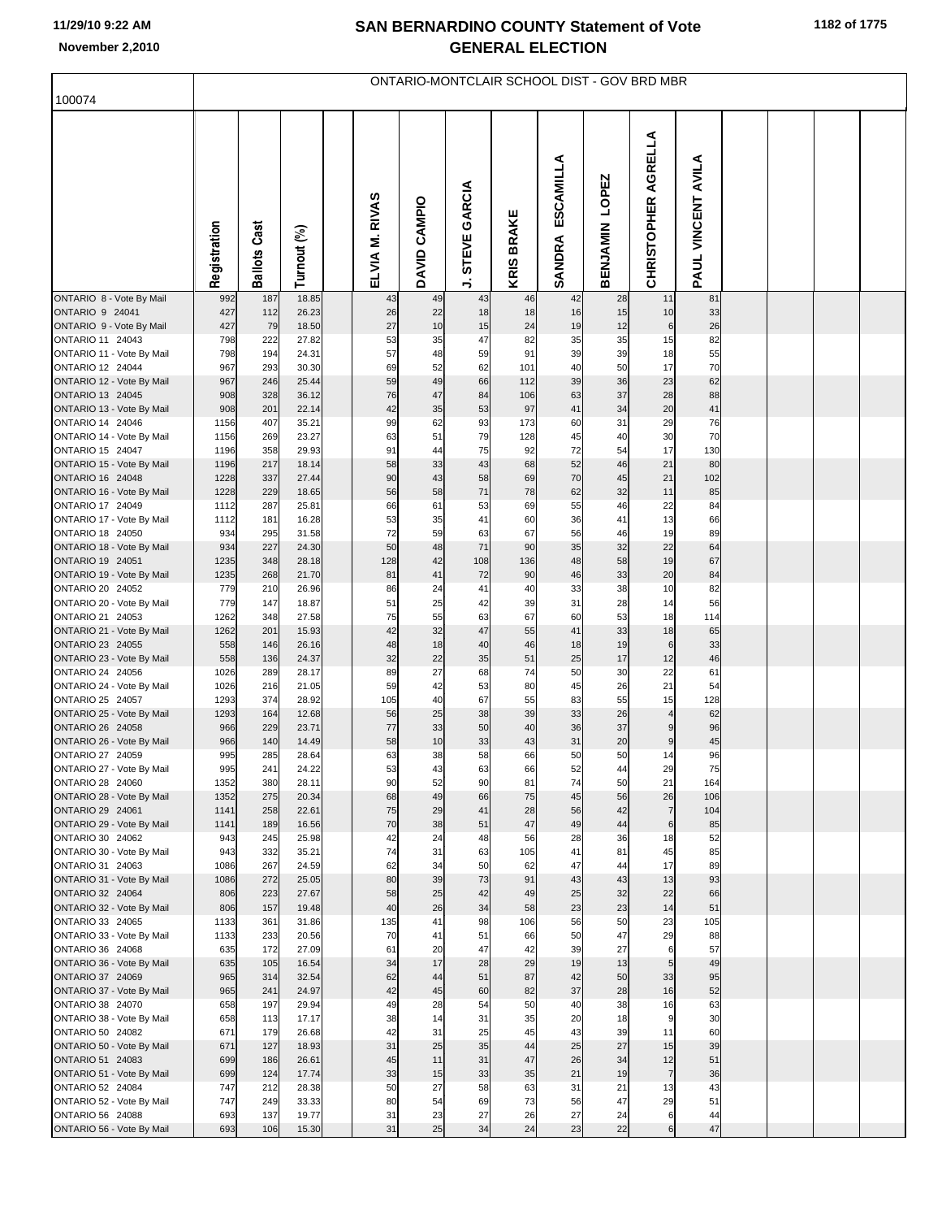# SAN BERNARDINO COUNTY Statement of Vote
## GENERAL ELECTION

ONTARIO-MONTCLAIR SCHOOL DIST - GOV BRD MBR

100074

| | Registration | Ballots Cast | Turnout (%) | | ELVIA M. RIVAS | DAVID CAMPIO | J. STEVE GARCIA | KRIS BRAKE | SANDRA ESCAMILLA | BENJAMIN LOPEZ | CHRISTOPHER AGRELLA | PAUL VINCENT AVILA | | | |
|---|---|---|---|---|---|---|---|---|---|---|---|---|---|---|---|
| ONTARIO 8 - Vote By Mail | 992 | 187 | 18.85 | | 43 | 49 | 43 | 46 | 42 | 28 | 11 | 81 | | | |
| ONTARIO 9 24041 | 427 | 112 | 26.23 | | 26 | 22 | 18 | 18 | 16 | 15 | 10 | 33 | | | |
| ONTARIO 9 - Vote By Mail | 427 | 79 | 18.50 | | 27 | 10 | 15 | 24 | 19 | 12 | 6 | 26 | | | |
| ONTARIO 11 24043 | 798 | 222 | 27.82 | | 53 | 35 | 47 | 82 | 35 | 35 | 15 | 82 | | | |
| ONTARIO 11 - Vote By Mail | 798 | 194 | 24.31 | | 57 | 48 | 59 | 91 | 39 | 39 | 18 | 55 | | | |
| ONTARIO 12 24044 | 967 | 293 | 30.30 | | 69 | 52 | 62 | 101 | 40 | 50 | 17 | 70 | | | |
| ONTARIO 12 - Vote By Mail | 967 | 246 | 25.44 | | 59 | 49 | 66 | 112 | 39 | 36 | 23 | 62 | | | |
| ONTARIO 13 24045 | 908 | 328 | 36.12 | | 76 | 47 | 84 | 106 | 63 | 37 | 28 | 88 | | | |
| ONTARIO 13 - Vote By Mail | 908 | 201 | 22.14 | | 42 | 35 | 53 | 97 | 41 | 34 | 20 | 41 | | | |
| ONTARIO 14 24046 | 1156 | 407 | 35.21 | | 99 | 62 | 93 | 173 | 60 | 31 | 29 | 76 | | | |
| ONTARIO 14 - Vote By Mail | 1156 | 269 | 23.27 | | 63 | 51 | 79 | 128 | 45 | 40 | 30 | 70 | | | |
| ONTARIO 15 24047 | 1196 | 358 | 29.93 | | 91 | 44 | 75 | 92 | 72 | 54 | 17 | 130 | | | |
| ONTARIO 15 - Vote By Mail | 1196 | 217 | 18.14 | | 58 | 33 | 43 | 68 | 52 | 46 | 21 | 80 | | | |
| ONTARIO 16 24048 | 1228 | 337 | 27.44 | | 90 | 43 | 58 | 69 | 70 | 45 | 21 | 102 | | | |
| ONTARIO 16 - Vote By Mail | 1228 | 229 | 18.65 | | 56 | 58 | 71 | 78 | 62 | 32 | 11 | 85 | | | |
| ONTARIO 17 24049 | 1112 | 287 | 25.81 | | 66 | 61 | 53 | 69 | 55 | 46 | 22 | 84 | | | |
| ONTARIO 17 - Vote By Mail | 1112 | 181 | 16.28 | | 53 | 35 | 41 | 60 | 36 | 41 | 13 | 66 | | | |
| ONTARIO 18 24050 | 934 | 295 | 31.58 | | 72 | 59 | 63 | 67 | 56 | 46 | 19 | 89 | | | |
| ONTARIO 18 - Vote By Mail | 934 | 227 | 24.30 | | 50 | 48 | 71 | 90 | 35 | 32 | 22 | 64 | | | |
| ONTARIO 19 24051 | 1235 | 348 | 28.18 | | 128 | 42 | 108 | 136 | 48 | 58 | 19 | 67 | | | |
| ONTARIO 19 - Vote By Mail | 1235 | 268 | 21.70 | | 81 | 41 | 72 | 90 | 46 | 33 | 20 | 84 | | | |
| ONTARIO 20 24052 | 779 | 210 | 26.96 | | 86 | 24 | 41 | 40 | 33 | 38 | 10 | 82 | | | |
| ONTARIO 20 - Vote By Mail | 779 | 147 | 18.87 | | 51 | 25 | 42 | 39 | 31 | 28 | 14 | 56 | | | |
| ONTARIO 21 24053 | 1262 | 348 | 27.58 | | 75 | 55 | 63 | 67 | 60 | 53 | 18 | 114 | | | |
| ONTARIO 21 - Vote By Mail | 1262 | 201 | 15.93 | | 42 | 32 | 47 | 55 | 41 | 33 | 18 | 65 | | | |
| ONTARIO 23 24055 | 558 | 146 | 26.16 | | 48 | 18 | 40 | 46 | 18 | 19 | 6 | 33 | | | |
| ONTARIO 23 - Vote By Mail | 558 | 136 | 24.37 | | 32 | 22 | 35 | 51 | 25 | 17 | 12 | 46 | | | |
| ONTARIO 24 24056 | 1026 | 289 | 28.17 | | 89 | 27 | 68 | 74 | 50 | 30 | 22 | 61 | | | |
| ONTARIO 24 - Vote By Mail | 1026 | 216 | 21.05 | | 59 | 42 | 53 | 80 | 45 | 26 | 21 | 54 | | | |
| ONTARIO 25 24057 | 1293 | 374 | 28.92 | | 105 | 40 | 67 | 55 | 83 | 55 | 15 | 128 | | | |
| ONTARIO 25 - Vote By Mail | 1293 | 164 | 12.68 | | 56 | 25 | 38 | 39 | 33 | 26 | 4 | 62 | | | |
| ONTARIO 26 24058 | 966 | 229 | 23.71 | | 77 | 33 | 50 | 40 | 36 | 37 | 9 | 96 | | | |
| ONTARIO 26 - Vote By Mail | 966 | 140 | 14.49 | | 58 | 10 | 33 | 43 | 31 | 20 | 9 | 45 | | | |
| ONTARIO 27 24059 | 995 | 285 | 28.64 | | 63 | 38 | 58 | 66 | 50 | 50 | 14 | 96 | | | |
| ONTARIO 27 - Vote By Mail | 995 | 241 | 24.22 | | 53 | 43 | 63 | 66 | 52 | 44 | 29 | 75 | | | |
| ONTARIO 28 24060 | 1352 | 380 | 28.11 | | 90 | 52 | 90 | 81 | 74 | 50 | 21 | 164 | | | |
| ONTARIO 28 - Vote By Mail | 1352 | 275 | 20.34 | | 68 | 49 | 66 | 75 | 45 | 56 | 26 | 106 | | | |
| ONTARIO 29 24061 | 1141 | 258 | 22.61 | | 75 | 29 | 41 | 28 | 56 | 42 | 7 | 104 | | | |
| ONTARIO 29 - Vote By Mail | 1141 | 189 | 16.56 | | 70 | 38 | 51 | 47 | 49 | 44 | 6 | 85 | | | |
| ONTARIO 30 24062 | 943 | 245 | 25.98 | | 42 | 24 | 48 | 56 | 28 | 36 | 18 | 52 | | | |
| ONTARIO 30 - Vote By Mail | 943 | 332 | 35.21 | | 74 | 31 | 63 | 105 | 41 | 81 | 45 | 85 | | | |
| ONTARIO 31 24063 | 1086 | 267 | 24.59 | | 62 | 34 | 50 | 62 | 47 | 44 | 17 | 89 | | | |
| ONTARIO 31 - Vote By Mail | 1086 | 272 | 25.05 | | 80 | 39 | 73 | 91 | 43 | 43 | 13 | 93 | | | |
| ONTARIO 32 24064 | 806 | 223 | 27.67 | | 58 | 25 | 42 | 49 | 25 | 32 | 22 | 66 | | | |
| ONTARIO 32 - Vote By Mail | 806 | 157 | 19.48 | | 40 | 26 | 34 | 58 | 23 | 23 | 14 | 51 | | | |
| ONTARIO 33 24065 | 1133 | 361 | 31.86 | | 135 | 41 | 98 | 106 | 56 | 50 | 23 | 105 | | | |
| ONTARIO 33 - Vote By Mail | 1133 | 233 | 20.56 | | 70 | 41 | 51 | 66 | 50 | 47 | 29 | 88 | | | |
| ONTARIO 36 24068 | 635 | 172 | 27.09 | | 61 | 20 | 47 | 42 | 39 | 27 | 6 | 57 | | | |
| ONTARIO 36 - Vote By Mail | 635 | 105 | 16.54 | | 34 | 17 | 28 | 29 | 19 | 13 | 5 | 49 | | | |
| ONTARIO 37 24069 | 965 | 314 | 32.54 | | 62 | 44 | 51 | 87 | 42 | 50 | 33 | 95 | | | |
| ONTARIO 37 - Vote By Mail | 965 | 241 | 24.97 | | 42 | 45 | 60 | 82 | 37 | 28 | 16 | 52 | | | |
| ONTARIO 38 24070 | 658 | 197 | 29.94 | | 49 | 28 | 54 | 50 | 40 | 38 | 16 | 63 | | | |
| ONTARIO 38 - Vote By Mail | 658 | 113 | 17.17 | | 38 | 14 | 31 | 35 | 20 | 18 | 9 | 30 | | | |
| ONTARIO 50 24082 | 671 | 179 | 26.68 | | 42 | 31 | 25 | 45 | 43 | 39 | 11 | 60 | | | |
| ONTARIO 50 - Vote By Mail | 671 | 127 | 18.93 | | 31 | 25 | 35 | 44 | 25 | 27 | 15 | 39 | | | |
| ONTARIO 51 24083 | 699 | 186 | 26.61 | | 45 | 11 | 31 | 47 | 26 | 34 | 12 | 51 | | | |
| ONTARIO 51 - Vote By Mail | 699 | 124 | 17.74 | | 33 | 15 | 33 | 35 | 21 | 19 | 7 | 36 | | | |
| ONTARIO 52 24084 | 747 | 212 | 28.38 | | 50 | 27 | 58 | 63 | 31 | 21 | 13 | 43 | | | |
| ONTARIO 52 - Vote By Mail | 747 | 249 | 33.33 | | 80 | 54 | 69 | 73 | 56 | 47 | 29 | 51 | | | |
| ONTARIO 56 24088 | 693 | 137 | 19.77 | | 31 | 23 | 27 | 26 | 27 | 24 | 6 | 44 | | | |
| ONTARIO 56 - Vote By Mail | 693 | 106 | 15.30 | | 31 | 25 | 34 | 24 | 23 | 22 | 6 | 47 | | | |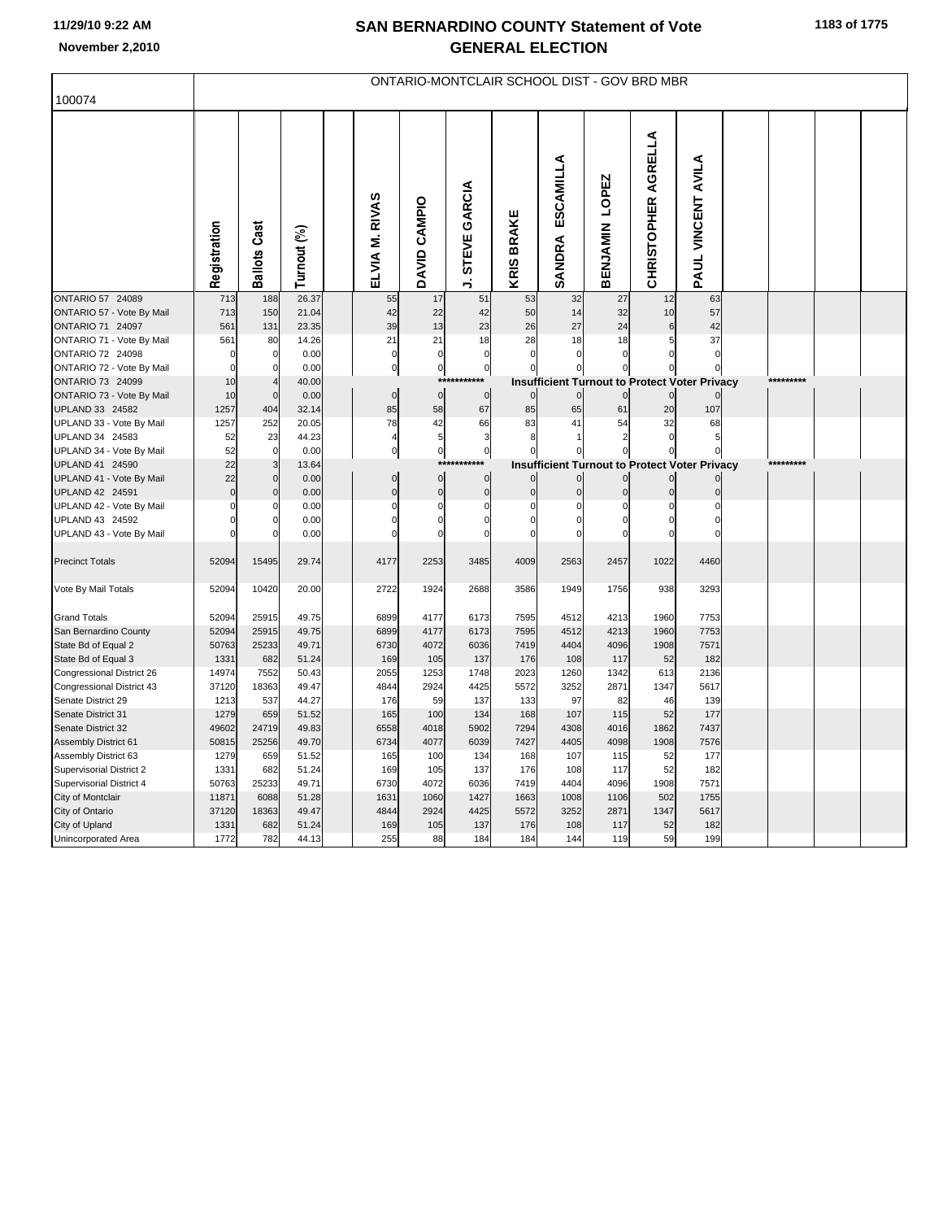# SAN BERNARDINO COUNTY Statement of Vote
## GENERAL ELECTION

11/29/10 9:22 AM
November 2,2010

ONTARIO-MONTCLAIR SCHOOL DIST - GOV BRD MBR

100074

| | Registration | Ballots Cast | Turnout (%) | | ELVIA M. RIVAS | DAVID CAMPIO | J. STEVE GARCIA | KRIS BRAKE | SANDRA ESCAMILLA | BENJAMIN LOPEZ | CHRISTOPHER AGRELLA | PAUL VINCENT AVILA | | | | |
|---|---|---|---|---|---|---|---|---|---|---|---|---|---|---|---|---|
| ONTARIO 57 24089 | 713 | 188 | 26.37 | | 55 | 17 | 51 | 53 | 32 | 27 | 12 | 63 | | | | |
| ONTARIO 57 - Vote By Mail | 713 | 150 | 21.04 | | 42 | 22 | 42 | 50 | 14 | 32 | 10 | 57 | | | | |
| ONTARIO 71 24097 | 561 | 131 | 23.35 | | 39 | 13 | 23 | 26 | 27 | 24 | 6 | 42 | | | | |
| ONTARIO 71 - Vote By Mail | 561 | 80 | 14.26 | | 21 | 21 | 18 | 28 | 18 | 18 | 5 | 37 | | | | |
| ONTARIO 72 24098 | 0 | 0 | 0.00 | | 0 | 0 | 0 | 0 | 0 | 0 | 0 | 0 | | | | |
| ONTARIO 72 - Vote By Mail | 0 | 0 | 0.00 | | 0 | 0 | 0 | 0 | 0 | 0 | 0 | 0 | | | | |
| ONTARIO 73 24099 | 10 | 4 | 40.00 | | | | *********** | Insufficient Turnout to Protect Voter Privacy | | | | | | ********* | | |
| ONTARIO 73 - Vote By Mail | 10 | 0 | 0.00 | | 0 | 0 | 0 | 0 | 0 | 0 | 0 | 0 | | | | |
| UPLAND 33 24582 | 1257 | 404 | 32.14 | | 85 | 58 | 67 | 85 | 65 | 61 | 20 | 107 | | | | |
| UPLAND 33 - Vote By Mail | 1257 | 252 | 20.05 | | 78 | 42 | 66 | 83 | 41 | 54 | 32 | 68 | | | | |
| UPLAND 34 24583 | 52 | 23 | 44.23 | | 4 | 5 | 3 | 8 | 1 | 2 | 0 | 5 | | | | |
| UPLAND 34 - Vote By Mail | 52 | 0 | 0.00 | | 0 | 0 | 0 | 0 | 0 | 0 | 0 | 0 | | | | |
| UPLAND 41 24590 | 22 | 3 | 13.64 | | | | *********** | Insufficient Turnout to Protect Voter Privacy | | | | | | ********* | | |
| UPLAND 41 - Vote By Mail | 22 | 0 | 0.00 | | 0 | 0 | 0 | 0 | 0 | 0 | 0 | 0 | | | | |
| UPLAND 42 24591 | 0 | 0 | 0.00 | | 0 | 0 | 0 | 0 | 0 | 0 | 0 | 0 | | | | |
| UPLAND 42 - Vote By Mail | 0 | 0 | 0.00 | | 0 | 0 | 0 | 0 | 0 | 0 | 0 | 0 | | | | |
| UPLAND 43 24592 | 0 | 0 | 0.00 | | 0 | 0 | 0 | 0 | 0 | 0 | 0 | 0 | | | | |
| UPLAND 43 - Vote By Mail | 0 | 0 | 0.00 | | 0 | 0 | 0 | 0 | 0 | 0 | 0 | 0 | | | | |
| Precinct Totals | 52094 | 15495 | 29.74 | | 4177 | 2253 | 3485 | 4009 | 2563 | 2457 | 1022 | 4460 | | | | |
| Vote By Mail Totals | 52094 | 10420 | 20.00 | | 2722 | 1924 | 2688 | 3586 | 1949 | 1756 | 938 | 3293 | | | | |
| Grand Totals | 52094 | 25915 | 49.75 | | 6899 | 4177 | 6173 | 7595 | 4512 | 4213 | 1960 | 7753 | | | | |
| San Bernardino County | 52094 | 25915 | 49.75 | | 6899 | 4177 | 6173 | 7595 | 4512 | 4213 | 1960 | 7753 | | | | |
| State Bd of Equal 2 | 50763 | 25233 | 49.71 | | 6730 | 4072 | 6036 | 7419 | 4404 | 4096 | 1908 | 7571 | | | | |
| State Bd of Equal 3 | 1331 | 682 | 51.24 | | 169 | 105 | 137 | 176 | 108 | 117 | 52 | 182 | | | | |
| Congressional District 26 | 14974 | 7552 | 50.43 | | 2055 | 1253 | 1748 | 2023 | 1260 | 1342 | 613 | 2136 | | | | |
| Congressional District 43 | 37120 | 18363 | 49.47 | | 4844 | 2924 | 4425 | 5572 | 3252 | 2871 | 1347 | 5617 | | | | |
| Senate District 29 | 1213 | 537 | 44.27 | | 176 | 59 | 137 | 133 | 97 | 82 | 46 | 139 | | | | |
| Senate District 31 | 1279 | 659 | 51.52 | | 165 | 100 | 134 | 168 | 107 | 115 | 52 | 177 | | | | |
| Senate District 32 | 49602 | 24719 | 49.83 | | 6558 | 4018 | 5902 | 7294 | 4308 | 4016 | 1862 | 7437 | | | | |
| Assembly District 61 | 50815 | 25256 | 49.70 | | 6734 | 4077 | 6039 | 7427 | 4405 | 4098 | 1908 | 7576 | | | | |
| Assembly District 63 | 1279 | 659 | 51.52 | | 165 | 100 | 134 | 168 | 107 | 115 | 52 | 177 | | | | |
| Supervisorial District 2 | 1331 | 682 | 51.24 | | 169 | 105 | 137 | 176 | 108 | 117 | 52 | 182 | | | | |
| Supervisorial District 4 | 50763 | 25233 | 49.71 | | 6730 | 4072 | 6036 | 7419 | 4404 | 4096 | 1908 | 7571 | | | | |
| City of Montclair | 11871 | 6088 | 51.28 | | 1631 | 1060 | 1427 | 1663 | 1008 | 1106 | 502 | 1755 | | | | |
| City of Ontario | 37120 | 18363 | 49.47 | | 4844 | 2924 | 4425 | 5572 | 3252 | 2871 | 1347 | 5617 | | | | |
| City of Upland | 1331 | 682 | 51.24 | | 169 | 105 | 137 | 176 | 108 | 117 | 52 | 182 | | | | |
| Unincorporated Area | 1772 | 782 | 44.13 | | 255 | 88 | 184 | 184 | 144 | 119 | 59 | 199 | | | | |